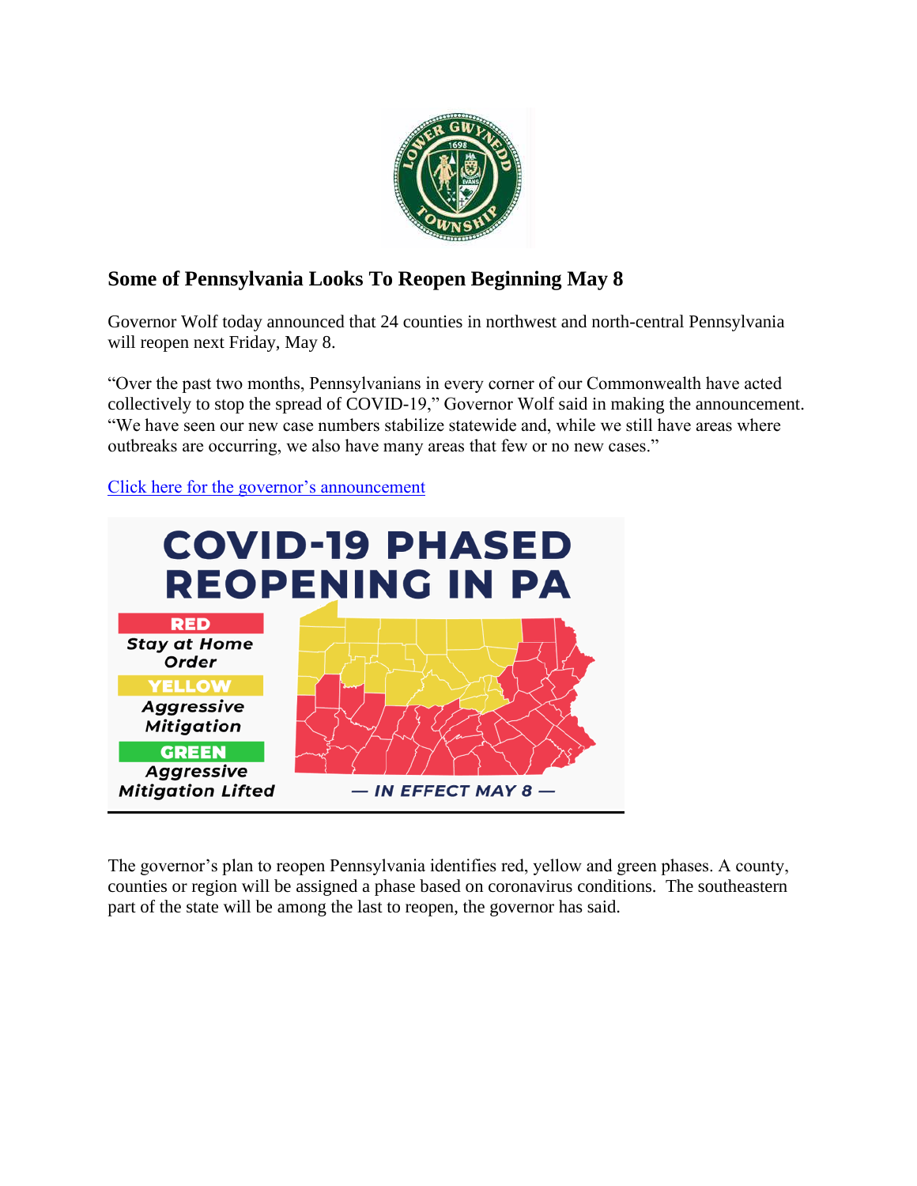## Some of Pennsylvania Looks To Reopen Beginning May 8

Governor Wolf today announced that 24 counties in northwest and north-central Pennsylvania will reopen next Friday, May 8.

“Over the past two months, Pennsylvanians in every corner of our Commonwealth have acted collectively to stop the spread of COVID-19,” Governor Wolf said in making the announcement. “We have seen our new case numbers stabilize statewide and, while we still have areas where outbreaks are occurring, we also have many areas that few or no new cases.”

[Click here for the governor’s announcement]

COVID-19 PHASED REOPENING IN PA

RED
Stay at Home Order

YELLOW
Aggressive Mitigation

GREEN
Aggressive Mitigation Lifted

— IN EFFECT MAY 8 —

The governor’s plan to reopen Pennsylvania identifies red, yellow and green phases. A county, counties or region will be assigned a phase based on coronavirus conditions. The southeastern part of the state will be among the last to reopen, the governor has said.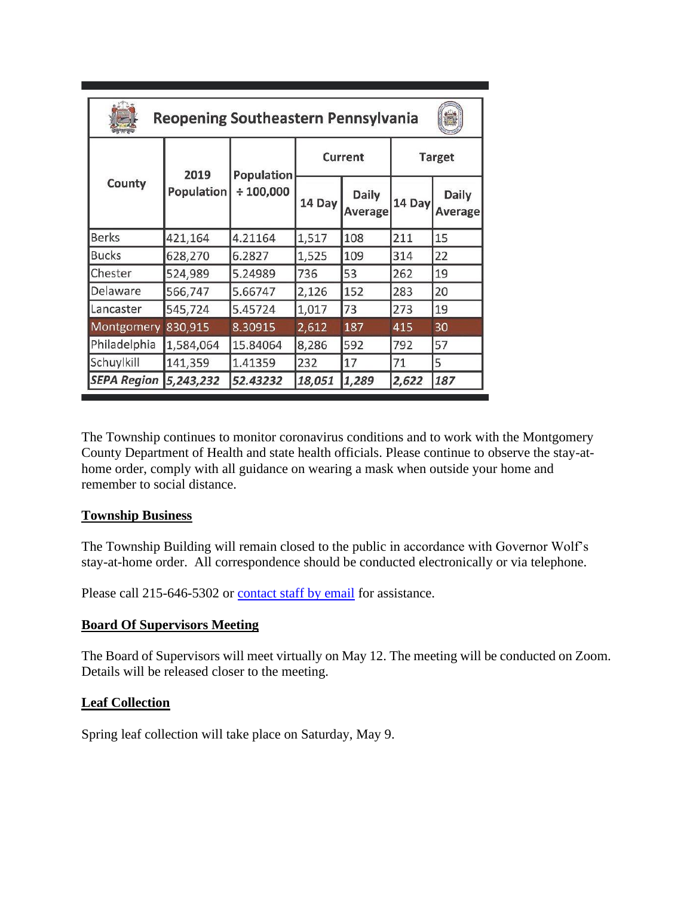| Reopening Southeastern Pennsylvania | | | | | | |
|---|---|---|---|---|---|---|
| County | 2019 Population | Population ÷ 100,000 | Current | | Target | |
| | | | 14 Day | Daily Average | 14 Day | Daily Average |
| Berks | 421,164 | 4.21164 | 1,517 | 108 | 211 | 15 |
| Bucks | 628,270 | 6.2827 | 1,525 | 109 | 314 | 22 |
| Chester | 524,989 | 5.24989 | 736 | 53 | 262 | 19 |
| Delaware | 566,747 | 5.66747 | 2,126 | 152 | 283 | 20 |
| Lancaster | 545,724 | 5.45724 | 1,017 | 73 | 273 | 19 |
| Montgomery | 830,915 | 8.30915 | 2,612 | 187 | 415 | 30 |
| Philadelphia | 1,584,064 | 15.84064 | 8,286 | 592 | 792 | 57 |
| Schuylkill | 141,359 | 1.41359 | 232 | 17 | 71 | 5 |
| ***SEPA Region*** | ***5,243,232*** | ***52.43232*** | ***18,051*** | ***1,289*** | ***2,622*** | ***187*** |

The Township continues to monitor coronavirus conditions and to work with the Montgomery County Department of Health and state health officials. Please continue to observe the stay-at-home order, comply with all guidance on wearing a mask when outside your home and remember to social distance.

**Township Business**

The Township Building will remain closed to the public in accordance with Governor Wolf's stay-at-home order. All correspondence should be conducted electronically or via telephone.

Please call 215-646-5302 or contact staff by email for assistance.

**Board Of Supervisors Meeting**

The Board of Supervisors will meet virtually on May 12. The meeting will be conducted on Zoom. Details will be released closer to the meeting.

**Leaf Collection**

Spring leaf collection will take place on Saturday, May 9.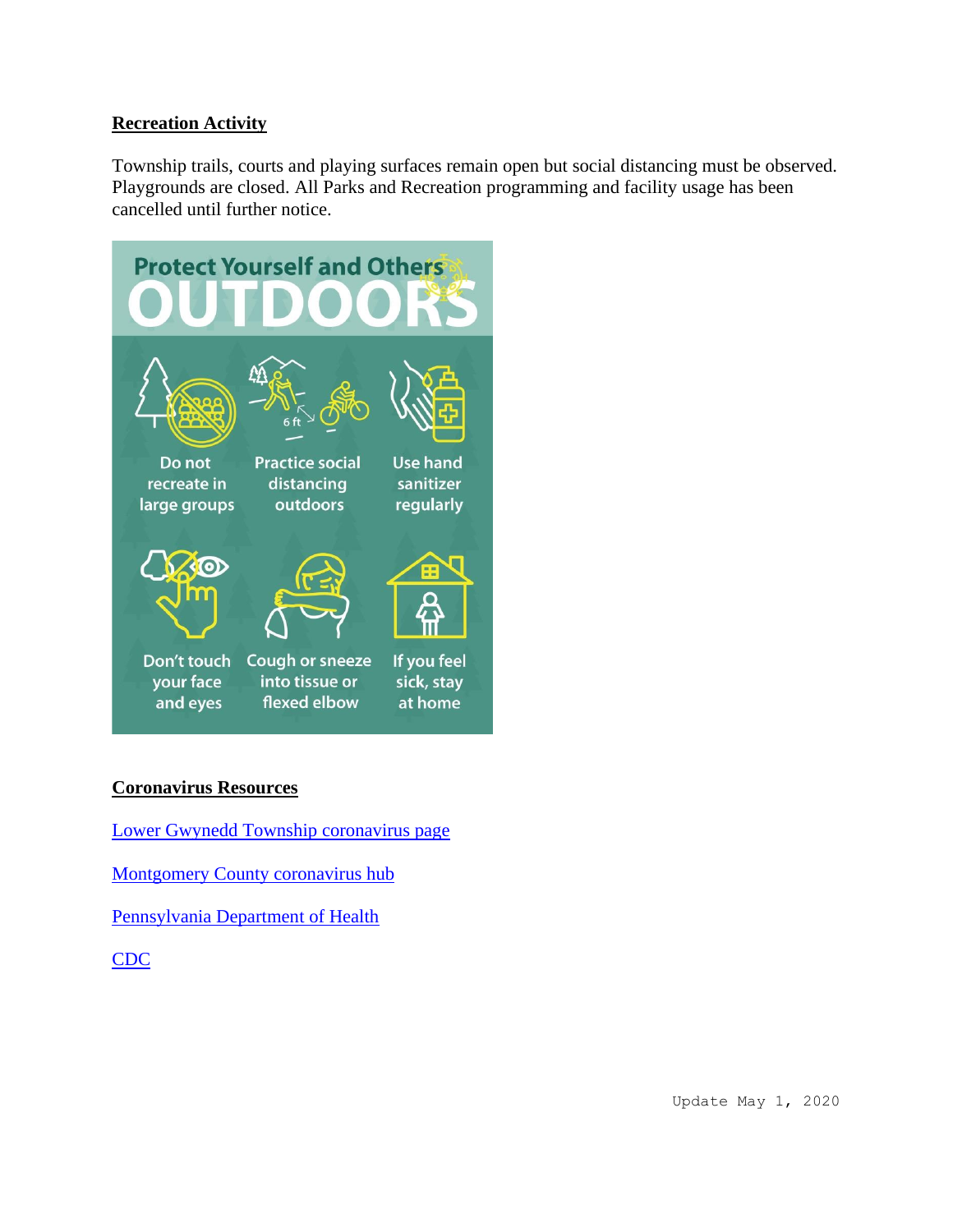## Recreation Activity

Township trails, courts and playing surfaces remain open but social distancing must be observed. Playgrounds are closed. All Parks and Recreation programming and facility usage has been cancelled until further notice.

Protect Yourself and Others

OUTDOORS

Do not recreate in large groups

Practice social distancing outdoors

6 ft

Use hand sanitizer regularly

Don't touch your face and eyes

Cough or sneeze into tissue or flexed elbow

If you feel sick, stay at home

## Coronavirus Resources

Lower Gwynedd Township coronavirus page

Montgomery County coronavirus hub

Pennsylvania Department of Health

CDC